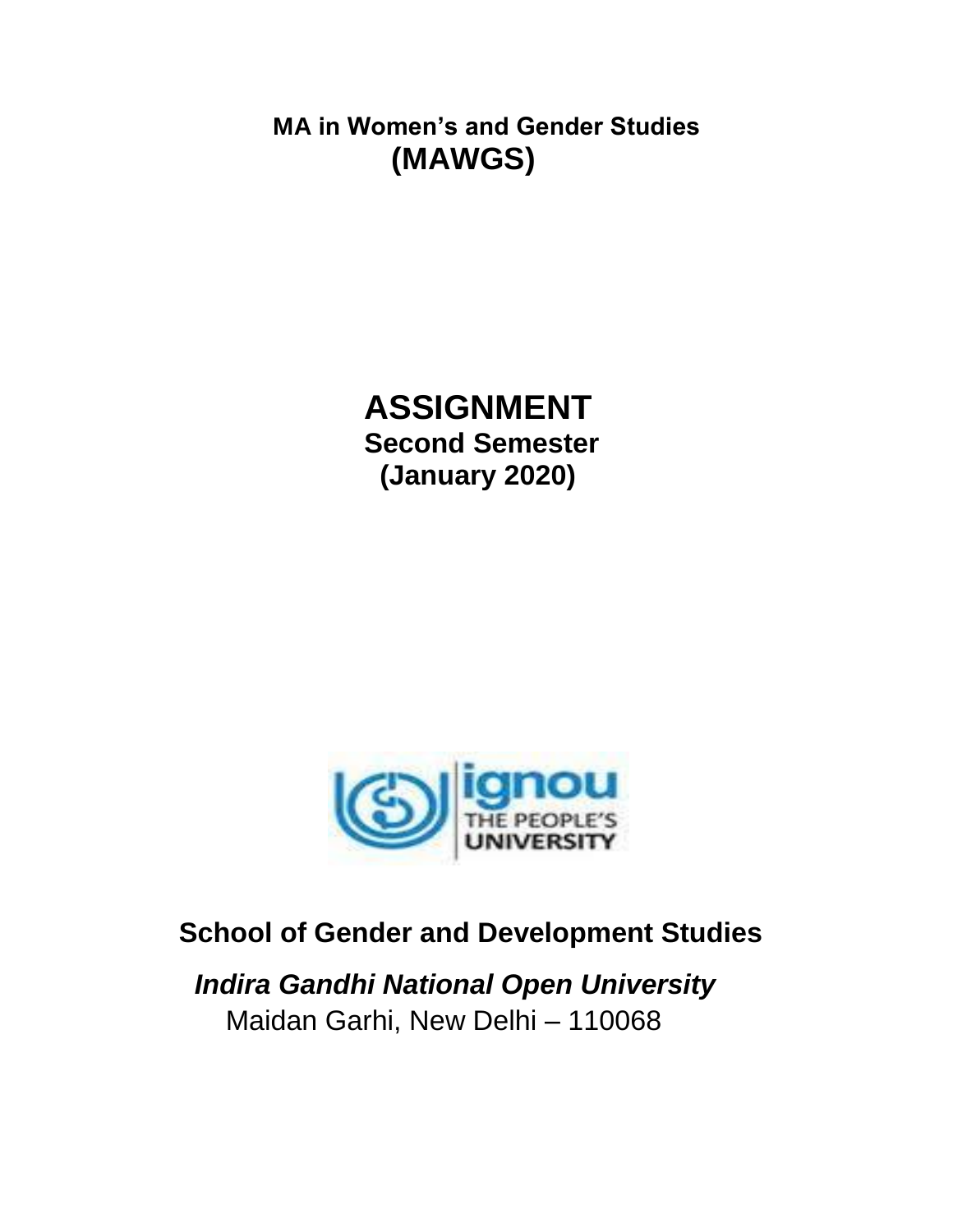**MA in Women's and Gender Studies**
**(MAWGS)**

# ASSIGNMENT

**Second Semester**
**(January 2020)**

**School of Gender and Development Studies**

***Indira Gandhi National Open University***

Maidan Garhi, New Delhi – 110068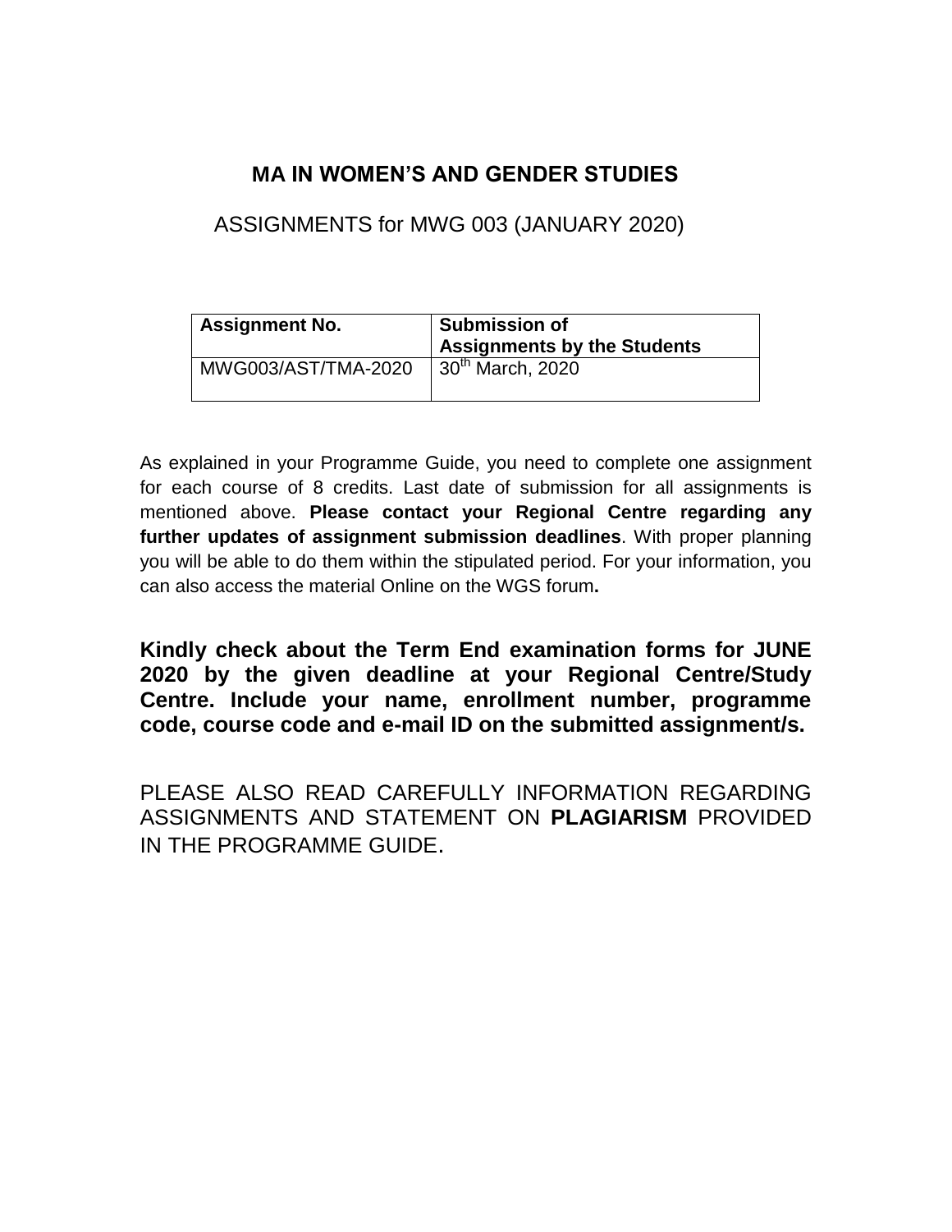## MA IN WOMEN'S AND GENDER STUDIES

ASSIGNMENTS for MWG 003 (JANUARY 2020)

| Assignment No. | Submission of Assignments by the Students |
|---|---|
| MWG003/AST/TMA-2020 | 30th March, 2020 |

As explained in your Programme Guide, you need to complete one assignment for each course of 8 credits. Last date of submission for all assignments is mentioned above. **Please contact your Regional Centre regarding any further updates of assignment submission deadlines**. With proper planning you will be able to do them within the stipulated period. For your information, you can also access the material Online on the WGS forum**.**

**Kindly check about the Term End examination forms for JUNE 2020 by the given deadline at your Regional Centre/Study Centre. Include your name, enrollment number, programme code, course code and e-mail ID on the submitted assignment/s.**

PLEASE ALSO READ CAREFULLY INFORMATION REGARDING ASSIGNMENTS AND STATEMENT ON **PLAGIARISM** PROVIDED IN THE PROGRAMME GUIDE.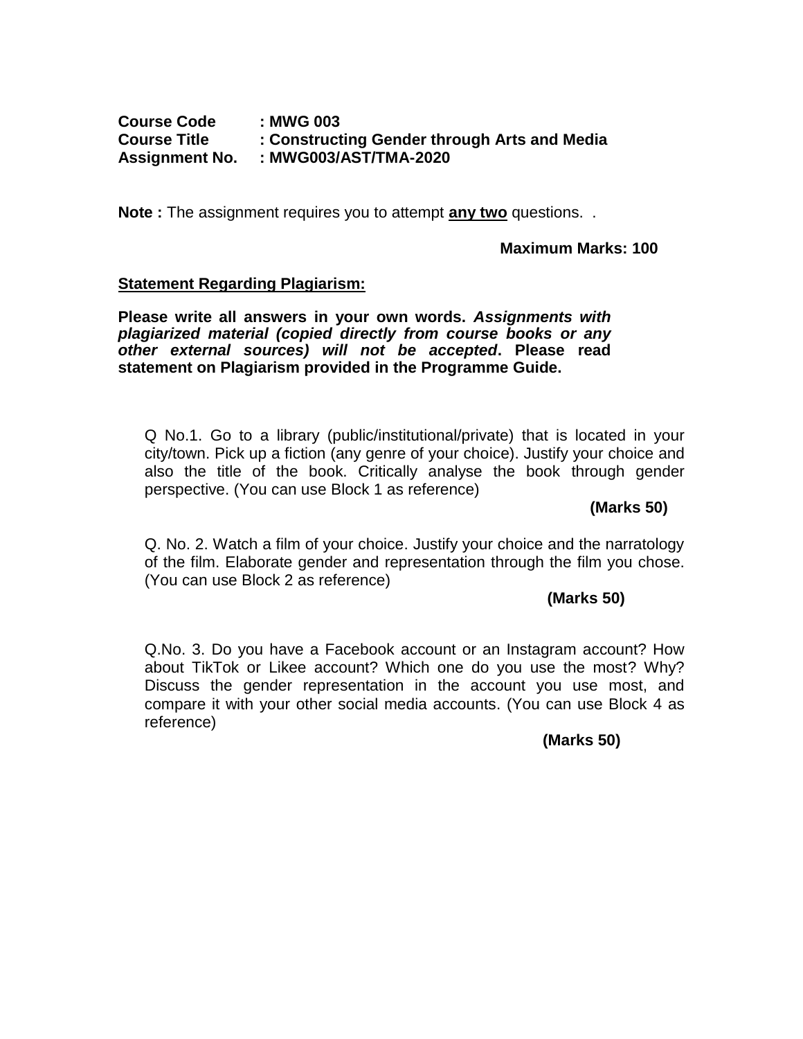**Course Code : MWG 003**
**Course Title : Constructing Gender through Arts and Media**
**Assignment No. : MWG003/AST/TMA-2020**

**Note :** The assignment requires you to attempt **any two** questions. .

**Maximum Marks: 100**

**Statement Regarding Plagiarism:**

**Please write all answers in your own words. *Assignments with plagiarized material (copied directly from course books or any other external sources) will not be accepted*. Please read statement on Plagiarism provided in the Programme Guide.**

Q No.1. Go to a library (public/institutional/private) that is located in your city/town. Pick up a fiction (any genre of your choice). Justify your choice and also the title of the book. Critically analyse the book through gender perspective. (You can use Block 1 as reference)

**(Marks 50)**

Q. No. 2. Watch a film of your choice. Justify your choice and the narratology of the film. Elaborate gender and representation through the film you chose. (You can use Block 2 as reference)

**(Marks 50)**

Q.No. 3. Do you have a Facebook account or an Instagram account? How about TikTok or Likee account? Which one do you use the most? Why? Discuss the gender representation in the account you use most, and compare it with your other social media accounts. (You can use Block 4 as reference)

**(Marks 50)**